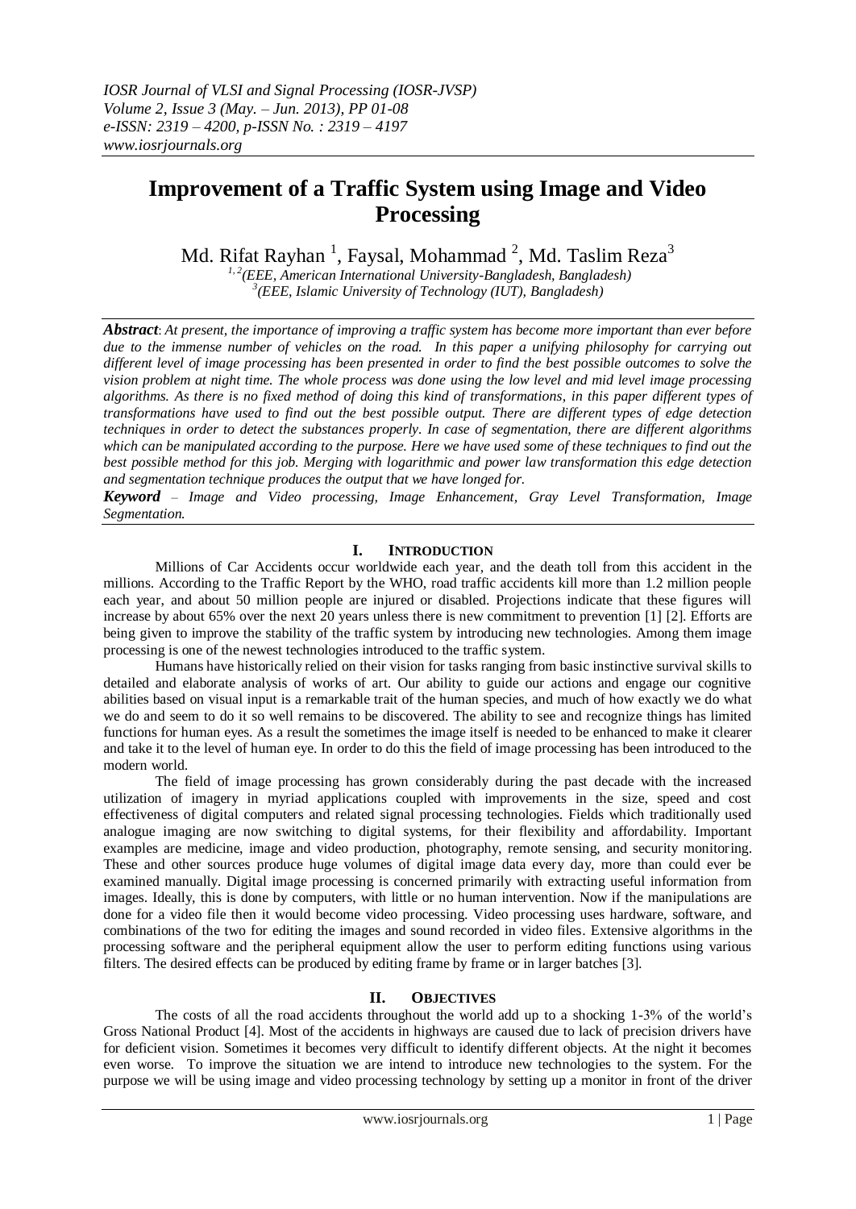# Improvement of a Traffic System using Image and Video Processing

Md. Rifat Rayhan [1], Faysal, Mohammad [2], Md. Taslim Reza[3]

[1,2](EEE, American International University-Bangladesh, Bangladesh)
[3](EEE, Islamic University of Technology (IUT), Bangladesh)

***Abstract***: *At present, the importance of improving a traffic system has become more important than ever before due to the immense number of vehicles on the road. In this paper a unifying philosophy for carrying out different level of image processing has been presented in order to find the best possible outcomes to solve the vision problem at night time. The whole process was done using the low level and mid level image processing algorithms. As there is no fixed method of doing this kind of transformations, in this paper different types of transformations have used to find out the best possible output. There are different types of edge detection techniques in order to detect the substances properly. In case of segmentation, there are different algorithms which can be manipulated according to the purpose. Here we have used some of these techniques to find out the best possible method for this job. Merging with logarithmic and power law transformation this edge detection and segmentation technique produces the output that we have longed for.*

***Keyword*** *– Image and Video processing, Image Enhancement, Gray Level Transformation, Image Segmentation.*

## I. Introduction

Millions of Car Accidents occur worldwide each year, and the death toll from this accident in the millions. According to the Traffic Report by the WHO, road traffic accidents kill more than 1.2 million people each year, and about 50 million people are injured or disabled. Projections indicate that these figures will increase by about 65% over the next 20 years unless there is new commitment to prevention [1] [2]. Efforts are being given to improve the stability of the traffic system by introducing new technologies. Among them image processing is one of the newest technologies introduced to the traffic system.

Humans have historically relied on their vision for tasks ranging from basic instinctive survival skills to detailed and elaborate analysis of works of art. Our ability to guide our actions and engage our cognitive abilities based on visual input is a remarkable trait of the human species, and much of how exactly we do what we do and seem to do it so well remains to be discovered. The ability to see and recognize things has limited functions for human eyes. As a result the sometimes the image itself is needed to be enhanced to make it clearer and take it to the level of human eye. In order to do this the field of image processing has been introduced to the modern world.

The field of image processing has grown considerably during the past decade with the increased utilization of imagery in myriad applications coupled with improvements in the size, speed and cost effectiveness of digital computers and related signal processing technologies. Fields which traditionally used analogue imaging are now switching to digital systems, for their flexibility and affordability. Important examples are medicine, image and video production, photography, remote sensing, and security monitoring. These and other sources produce huge volumes of digital image data every day, more than could ever be examined manually. Digital image processing is concerned primarily with extracting useful information from images. Ideally, this is done by computers, with little or no human intervention. Now if the manipulations are done for a video file then it would become video processing. Video processing uses hardware, software, and combinations of the two for editing the images and sound recorded in video files. Extensive algorithms in the processing software and the peripheral equipment allow the user to perform editing functions using various filters. The desired effects can be produced by editing frame by frame or in larger batches [3].

## II. Objectives

The costs of all the road accidents throughout the world add up to a shocking 1-3% of the world's Gross National Product [4]. Most of the accidents in highways are caused due to lack of precision drivers have for deficient vision. Sometimes it becomes very difficult to identify different objects. At the night it becomes even worse. To improve the situation we are intend to introduce new technologies to the system. For the purpose we will be using image and video processing technology by setting up a monitor in front of the driver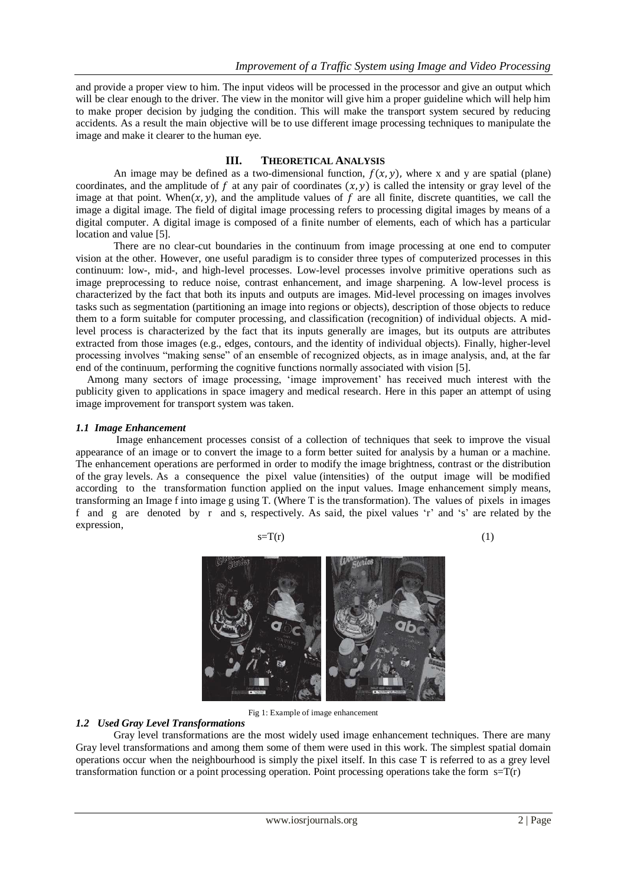and provide a proper view to him. The input videos will be processed in the processor and give an output which will be clear enough to the driver. The view in the monitor will give him a proper guideline which will help him to make proper decision by judging the condition. This will make the transport system secured by reducing accidents. As a result the main objective will be to use different image processing techniques to manipulate the image and make it clearer to the human eye.

## III. Theoretical Analysis

An image may be defined as a two-dimensional function, $f(x, y)$, where x and y are spatial (plane) coordinates, and the amplitude of $f$ at any pair of coordinates $(x, y)$ is called the intensity or gray level of the image at that point. When$(x, y)$, and the amplitude values of $f$ are all finite, discrete quantities, we call the image a digital image. The field of digital image processing refers to processing digital images by means of a digital computer. A digital image is composed of a finite number of elements, each of which has a particular location and value [5].

There are no clear-cut boundaries in the continuum from image processing at one end to computer vision at the other. However, one useful paradigm is to consider three types of computerized processes in this continuum: low-, mid-, and high-level processes. Low-level processes involve primitive operations such as image preprocessing to reduce noise, contrast enhancement, and image sharpening. A low-level process is characterized by the fact that both its inputs and outputs are images. Mid-level processing on images involves tasks such as segmentation (partitioning an image into regions or objects), description of those objects to reduce them to a form suitable for computer processing, and classification (recognition) of individual objects. A mid-level process is characterized by the fact that its inputs generally are images, but its outputs are attributes extracted from those images (e.g., edges, contours, and the identity of individual objects). Finally, higher-level processing involves "making sense" of an ensemble of recognized objects, as in image analysis, and, at the far end of the continuum, performing the cognitive functions normally associated with vision [5].

Among many sectors of image processing, 'image improvement' has received much interest with the publicity given to applications in space imagery and medical research. Here in this paper an attempt of using image improvement for transport system was taken.

### *1.1 Image Enhancement*

Image enhancement processes consist of a collection of techniques that seek to improve the visual appearance of an image or to convert the image to a form better suited for analysis by a human or a machine. The enhancement operations are performed in order to modify the image brightness, contrast or the distribution of the gray levels. As a consequence the pixel value (intensities) of the output image will be modified according to the transformation function applied on the input values. Image enhancement simply means, transforming an Image f into image g using T. (Where T is the transformation). The values of pixels in images f and g are denoted by r and s, respectively. As said, the pixel values 'r' and 's' are related by the expression,

$$s=T(r) \tag{1}$$

Fig 1: Example of image enhancement

### *1.2 Used Gray Level Transformations*

Gray level transformations are the most widely used image enhancement techniques. There are many Gray level transformations and among them some of them were used in this work. The simplest spatial domain operations occur when the neighbourhood is simply the pixel itself. In this case T is referred to as a grey level transformation function or a point processing operation. Point processing operations take the form $s=T(r)$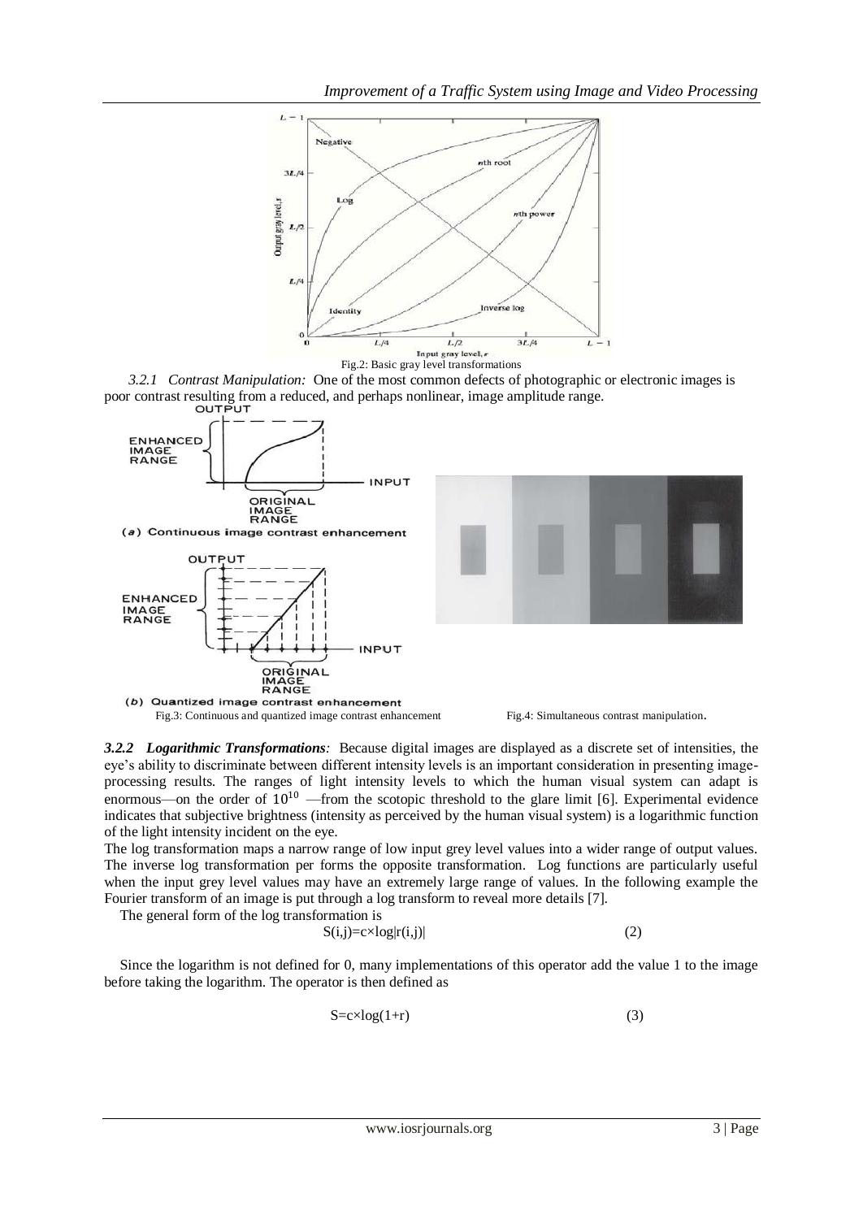Fig.2: Basic gray level transformations

*3.2.1 Contrast Manipulation:* One of the most common defects of photographic or electronic images is poor contrast resulting from a reduced, and perhaps nonlinear, image amplitude range.

Fig.3: Continuous and quantized image contrast enhancement

Fig.4: Simultaneous contrast manipulation.

***3.2.2 Logarithmic Transformations****:* Because digital images are displayed as a discrete set of intensities, the eye's ability to discriminate between different intensity levels is an important consideration in presenting image-processing results. The ranges of light intensity levels to which the human visual system can adapt is enormous—on the order of $10^{10}$ —from the scotopic threshold to the glare limit [6]. Experimental evidence indicates that subjective brightness (intensity as perceived by the human visual system) is a logarithmic function of the light intensity incident on the eye.

The log transformation maps a narrow range of low input grey level values into a wider range of output values. The inverse log transformation per forms the opposite transformation. Log functions are particularly useful when the input grey level values may have an extremely large range of values. In the following example the Fourier transform of an image is put through a log transform to reveal more details [7].

The general form of the log transformation is

$$S(i,j)=c\times\log|r(i,j)| \qquad (2)$$

Since the logarithm is not defined for 0, many implementations of this operator add the value 1 to the image before taking the logarithm. The operator is then defined as

$$S=c\times\log(1+r) \qquad (3)$$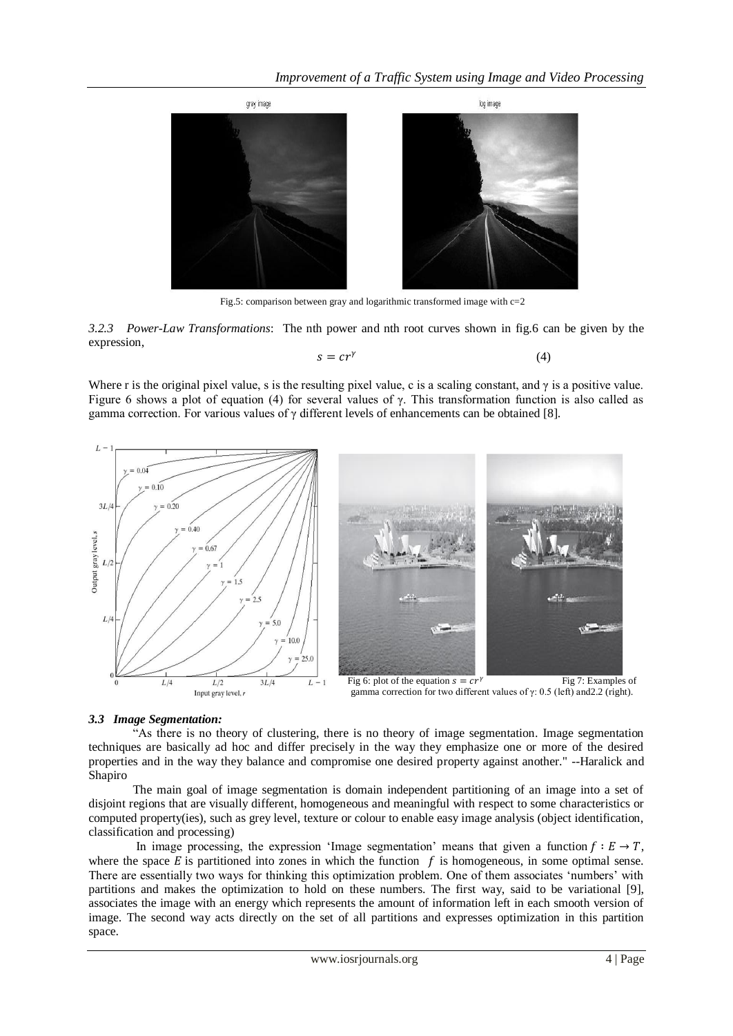Fig.5: comparison between gray and logarithmic transformed image with c=2

*3.2.3 Power-Law Transformations*: The nth power and nth root curves shown in fig.6 can be given by the expression,

$$s = cr^{\gamma} \qquad (4)$$

Where r is the original pixel value, s is the resulting pixel value, c is a scaling constant, and $\gamma$ is a positive value. Figure 6 shows a plot of equation (4) for several values of $\gamma$. This transformation function is also called as gamma correction. For various values of $\gamma$ different levels of enhancements can be obtained [8].

Fig 6: plot of the equation $s = cr^{\gamma}$

Fig 7: Examples of gamma correction for two different values of $\gamma$: 0.5 (left) and2.2 (right).

### *3.3 Image Segmentation:*

"As there is no theory of clustering, there is no theory of image segmentation. Image segmentation techniques are basically ad hoc and differ precisely in the way they emphasize one or more of the desired properties and in the way they balance and compromise one desired property against another." --Haralick and Shapiro

The main goal of image segmentation is domain independent partitioning of an image into a set of disjoint regions that are visually different, homogeneous and meaningful with respect to some characteristics or computed property(ies), such as grey level, texture or colour to enable easy image analysis (object identification, classification and processing)

In image processing, the expression 'Image segmentation' means that given a function $f : E \rightarrow T$, where the space $E$ is partitioned into zones in which the function $f$ is homogeneous, in some optimal sense. There are essentially two ways for thinking this optimization problem. One of them associates 'numbers' with partitions and makes the optimization to hold on these numbers. The first way, said to be variational [9], associates the image with an energy which represents the amount of information left in each smooth version of image. The second way acts directly on the set of all partitions and expresses optimization in this partition space.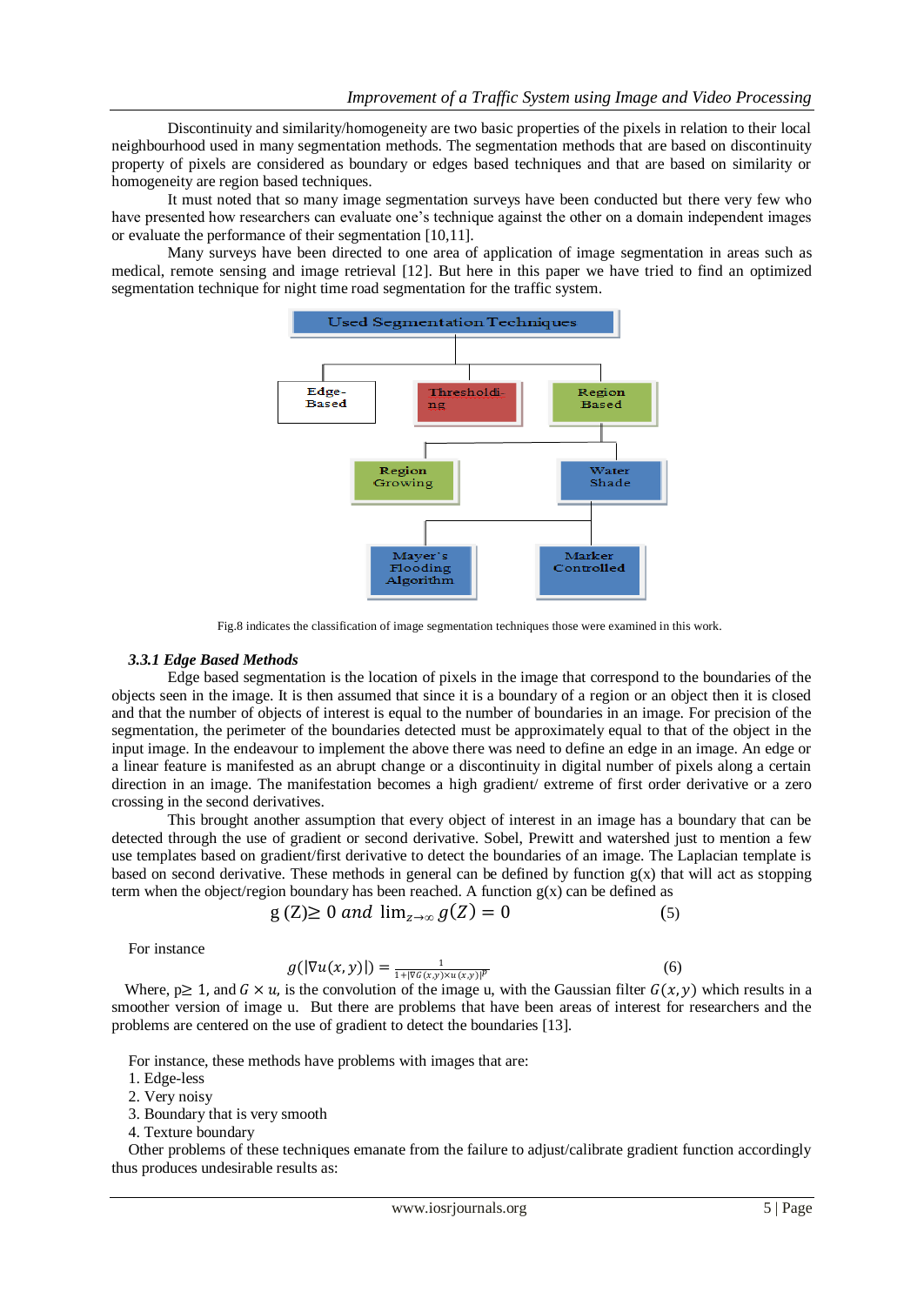Discontinuity and similarity/homogeneity are two basic properties of the pixels in relation to their local neighbourhood used in many segmentation methods. The segmentation methods that are based on discontinuity property of pixels are considered as boundary or edges based techniques and that are based on similarity or homogeneity are region based techniques.

It must noted that so many image segmentation surveys have been conducted but there very few who have presented how researchers can evaluate one's technique against the other on a domain independent images or evaluate the performance of their segmentation [10,11].

Many surveys have been directed to one area of application of image segmentation in areas such as medical, remote sensing and image retrieval [12]. But here in this paper we have tried to find an optimized segmentation technique for night time road segmentation for the traffic system.

Used Segmentation Techniques

Edge-Based

Thresholding

Region Based

Region Growing

Water Shade

Mayer's Flooding Algorithm

Marker Controlled

Fig.8 indicates the classification of image segmentation techniques those were examined in this work.

### *3.3.1 Edge Based Methods*

Edge based segmentation is the location of pixels in the image that correspond to the boundaries of the objects seen in the image. It is then assumed that since it is a boundary of a region or an object then it is closed and that the number of objects of interest is equal to the number of boundaries in an image. For precision of the segmentation, the perimeter of the boundaries detected must be approximately equal to that of the object in the input image. In the endeavour to implement the above there was need to define an edge in an image. An edge or a linear feature is manifested as an abrupt change or a discontinuity in digital number of pixels along a certain direction in an image. The manifestation becomes a high gradient/ extreme of first order derivative or a zero crossing in the second derivatives.

This brought another assumption that every object of interest in an image has a boundary that can be detected through the use of gradient or second derivative. Sobel, Prewitt and watershed just to mention a few use templates based on gradient/first derivative to detect the boundaries of an image. The Laplacian template is based on second derivative. These methods in general can be defined by function g(x) that will act as stopping term when the object/region boundary has been reached. A function g(x) can be defined as

$$g(Z) \geq 0 \text{ and } \lim_{z\to\infty} g(Z) = 0 \qquad (5)$$

For instance

$$g(|\nabla u(x,y)|) = \frac{1}{1+|\nabla G(x,y) \times u(x,y)|^{p}} \qquad (6)$$

Where, p≥ 1, and $G \times u$, is the convolution of the image u, with the Gaussian filter $G(x, y)$ which results in a smoother version of image u. But there are problems that have been areas of interest for researchers and the problems are centered on the use of gradient to detect the boundaries [13].

For instance, these methods have problems with images that are:

1. Edge-less
2. Very noisy
3. Boundary that is very smooth
4. Texture boundary

Other problems of these techniques emanate from the failure to adjust/calibrate gradient function accordingly thus produces undesirable results as: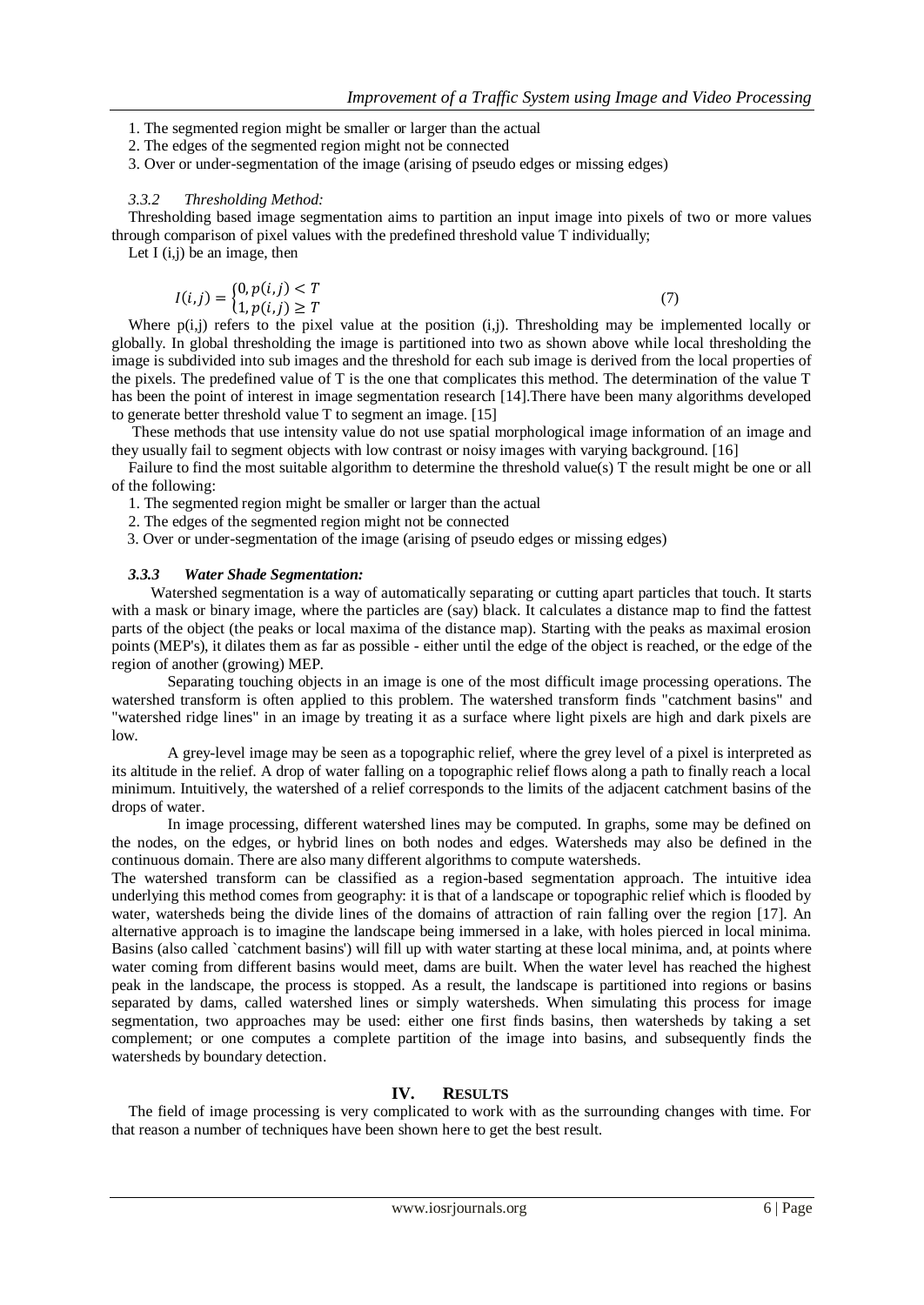1. The segmented region might be smaller or larger than the actual
2. The edges of the segmented region might not be connected
3. Over or under-segmentation of the image (arising of pseudo edges or missing edges)

#### *3.3.2 Thresholding Method:*

Thresholding based image segmentation aims to partition an input image into pixels of two or more values through comparison of pixel values with the predefined threshold value T individually;

Let I (i,j) be an image, then

$$I(i,j) = \begin{cases} 0, p(i,j) < T \\ 1, p(i,j) \geq T \end{cases} \tag{7}$$

Where p(i,j) refers to the pixel value at the position (i,j). Thresholding may be implemented locally or globally. In global thresholding the image is partitioned into two as shown above while local thresholding the image is subdivided into sub images and the threshold for each sub image is derived from the local properties of the pixels. The predefined value of T is the one that complicates this method. The determination of the value T has been the point of interest in image segmentation research [14].There have been many algorithms developed to generate better threshold value T to segment an image. [15]

These methods that use intensity value do not use spatial morphological image information of an image and they usually fail to segment objects with low contrast or noisy images with varying background. [16]

Failure to find the most suitable algorithm to determine the threshold value(s) T the result might be one or all of the following:

1. The segmented region might be smaller or larger than the actual
2. The edges of the segmented region might not be connected
3. Over or under-segmentation of the image (arising of pseudo edges or missing edges)

#### ***3.3.3 Water Shade Segmentation:***

Watershed segmentation is a way of automatically separating or cutting apart particles that touch. It starts with a mask or binary image, where the particles are (say) black. It calculates a distance map to find the fattest parts of the object (the peaks or local maxima of the distance map). Starting with the peaks as maximal erosion points (MEP's), it dilates them as far as possible - either until the edge of the object is reached, or the edge of the region of another (growing) MEP.

Separating touching objects in an image is one of the most difficult image processing operations. The watershed transform is often applied to this problem. The watershed transform finds "catchment basins" and "watershed ridge lines" in an image by treating it as a surface where light pixels are high and dark pixels are low.

A grey-level image may be seen as a topographic relief, where the grey level of a pixel is interpreted as its altitude in the relief. A drop of water falling on a topographic relief flows along a path to finally reach a local minimum. Intuitively, the watershed of a relief corresponds to the limits of the adjacent catchment basins of the drops of water.

In image processing, different watershed lines may be computed. In graphs, some may be defined on the nodes, on the edges, or hybrid lines on both nodes and edges. Watersheds may also be defined in the continuous domain. There are also many different algorithms to compute watersheds.

The watershed transform can be classified as a region-based segmentation approach. The intuitive idea underlying this method comes from geography: it is that of a landscape or topographic relief which is flooded by water, watersheds being the divide lines of the domains of attraction of rain falling over the region [17]. An alternative approach is to imagine the landscape being immersed in a lake, with holes pierced in local minima. Basins (also called `catchment basins') will fill up with water starting at these local minima, and, at points where water coming from different basins would meet, dams are built. When the water level has reached the highest peak in the landscape, the process is stopped. As a result, the landscape is partitioned into regions or basins separated by dams, called watershed lines or simply watersheds. When simulating this process for image segmentation, two approaches may be used: either one first finds basins, then watersheds by taking a set complement; or one computes a complete partition of the image into basins, and subsequently finds the watersheds by boundary detection.

## IV. RESULTS

The field of image processing is very complicated to work with as the surrounding changes with time. For that reason a number of techniques have been shown here to get the best result.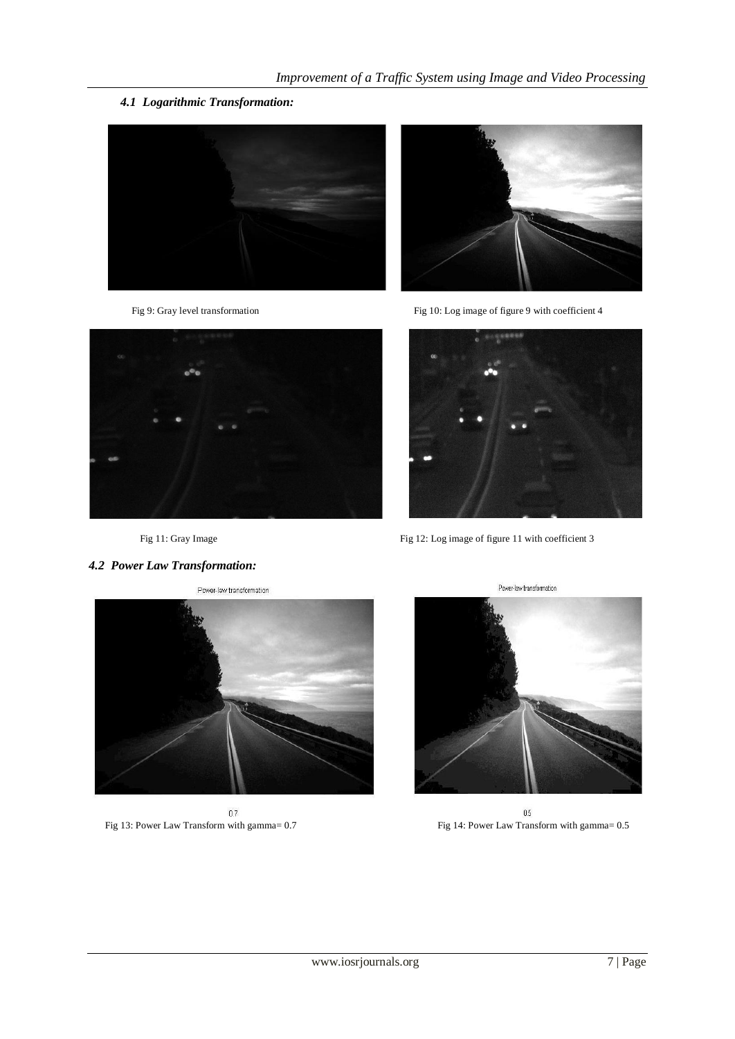### *4.1 Logarithmic Transformation:*

Fig 9: Gray level transformation

Fig 10: Log image of figure 9 with coefficient 4

Fig 11: Gray Image

Fig 12: Log image of figure 11 with coefficient 3

### *4.2 Power Law Transformation:*

Fig 13: Power Law Transform with gamma= 0.7

Fig 14: Power Law Transform with gamma= 0.5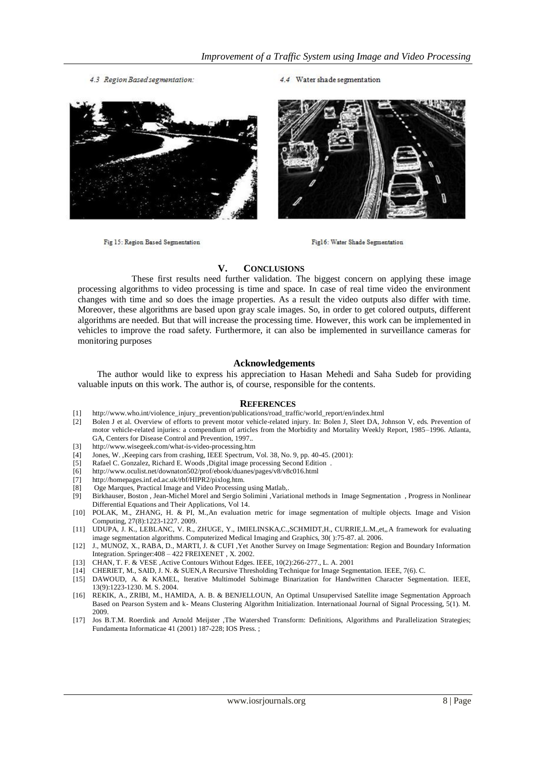*4.3 Region Based segmentation:*

*4.4 Water shade segmentation*

Fig 15: Region Based Segmentation

Fig16: Water Shade Segmentation

## V. CONCLUSIONS

These first results need further validation. The biggest concern on applying these image processing algorithms to video processing is time and space. In case of real time video the environment changes with time and so does the image properties. As a result the video outputs also differ with time. Moreover, these algorithms are based upon gray scale images. So, in order to get colored outputs, different algorithms are needed. But that will increase the processing time. However, this work can be implemented in vehicles to improve the road safety. Furthermore, it can also be implemented in surveillance cameras for monitoring purposes

## Acknowledgements

The author would like to express his appreciation to Hasan Mehedi and Saha Sudeb for providing valuable inputs on this work. The author is, of course, responsible for the contents.

## REFERENCES

[1] http://www.who.int/violence_injury_prevention/publications/road_traffic/world_report/en/index.html

[2] Bolen J et al. Overview of efforts to prevent motor vehicle-related injury. In: Bolen J, Sleet DA, Johnson V, eds. Prevention of motor vehicle-related injuries: a compendium of articles from the Morbidity and Mortality Weekly Report, 1985–1996. Atlanta, GA, Centers for Disease Control and Prevention, 1997..

[3] http://www.wisegeek.com/what-is-video-processing.htm

[4] Jones, W. ,Keeping cars from crashing, IEEE Spectrum, Vol. 38, No. 9, pp. 40-45. (2001):

[5] Rafael C. Gonzalez, Richard E. Woods ,Digital image processing Second Edition .

[6] http://www.oculist.net/downaton502/prof/ebook/duanes/pages/v8/v8c016.html

[7] http://homepages.inf.ed.ac.uk/rbf/HIPR2/pixlog.htm.

[8] Oge Marques, Practical Image and Video Processing using Matlab,.

[9] Birkhauser, Boston , Jean-Michel Morel and Sergio Solimini ,Variational methods in Image Segmentation , Progress in Nonlinear Differential Equations and Their Applications, Vol 14.

[10] POLAK, M., ZHANG, H. & PI, M.,An evaluation metric for image segmentation of multiple objects. Image and Vision Computing, 27(8):1223-1227. 2009.

[11] UDUPA, J. K., LEBLANC, V. R., ZHUGE, Y., IMIELINSKA,C.,SCHMIDT,H., CURRIE,L.M.,et,,A framework for evaluating image segmentation algorithms. Computerized Medical Imaging and Graphics, 30( ):75-87. al. 2006.

[12] J., MUNOZ, X., RABA, D., MARTI, J. & CUFI ,Yet Another Survey on Image Segmentation: Region and Boundary Information Integration. Springer:408 – 422 FREIXENET , X. 2002.

[13] CHAN, T. F. & VESE ,Active Contours Without Edges. IEEE, 10(2):266-277., L. A. 2001

[14] CHERIET, M., SAID, J. N. & SUEN,A Recursive Thresholding Technique for Image Segmentation. IEEE, 7(6). C.

[15] DAWOUD, A. & KAMEL, Iterative Multimodel Subimage Binarization for Handwritten Character Segmentation. IEEE, 13(9):1223-1230. M. S. 2004.

[16] REKIK, A., ZRIBI, M., HAMIDA, A. B. & BENJELLOUN, An Optimal Unsupervised Satellite image Segmentation Approach Based on Pearson System and k- Means Clustering Algorithm Initialization. Internationaal Journal of Signal Processing, 5(1). M. 2009.

[17] Jos B.T.M. Roerdink and Arnold Meijster ,The Watershed Transform: Definitions, Algorithms and Parallelization Strategies; Fundamenta Informaticae 41 (2001) 187-228; IOS Press. ;